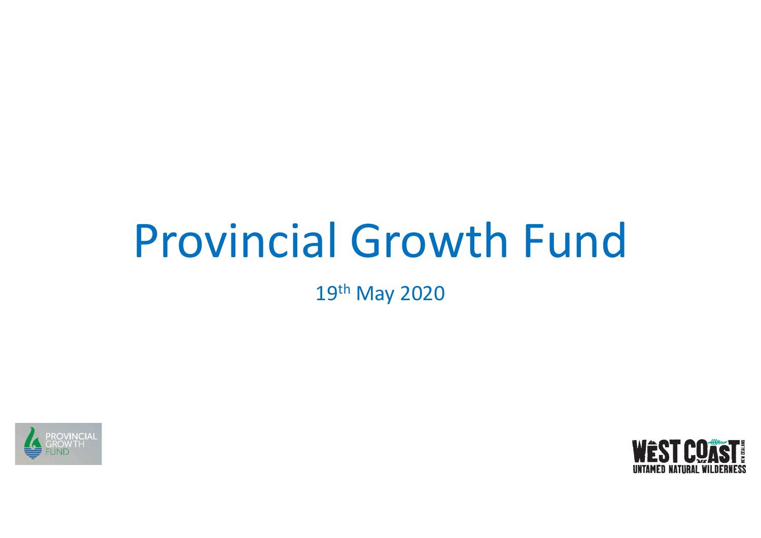# Provincial Growth Fund

19th May 2020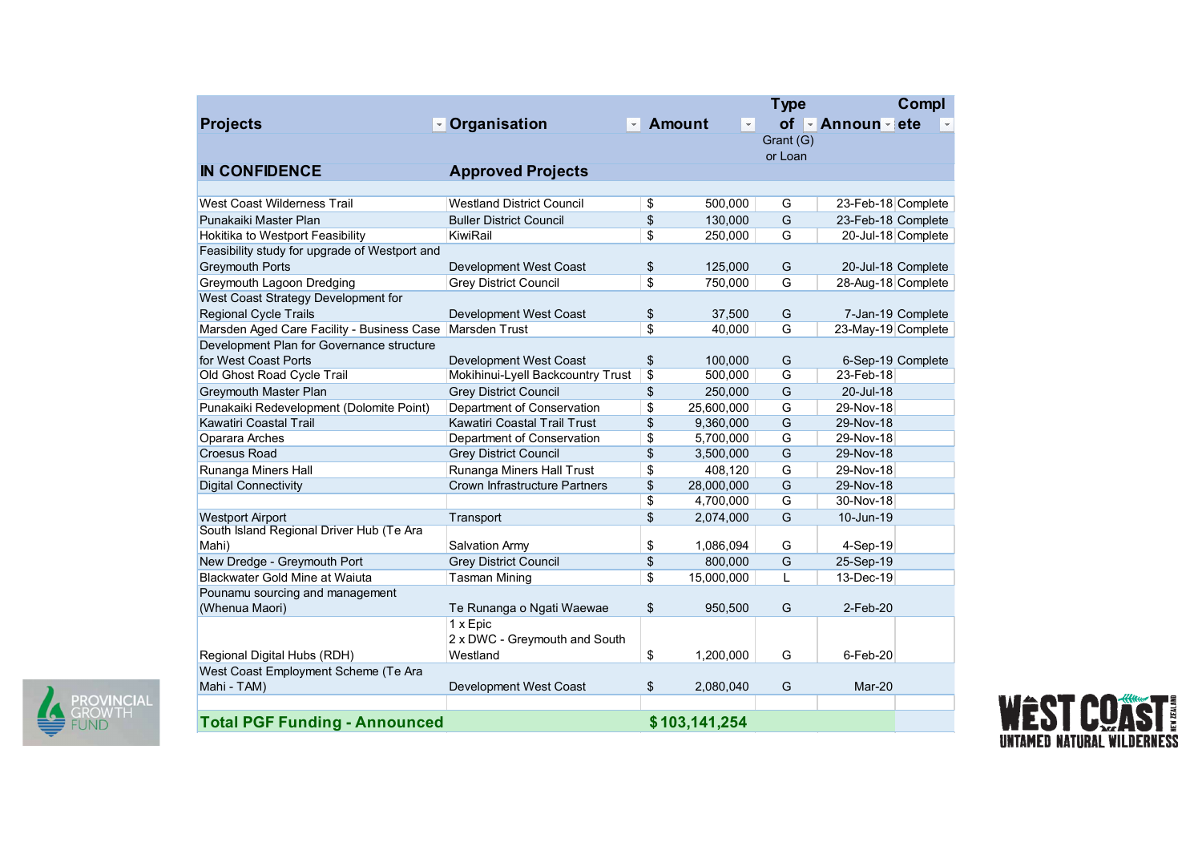| Projects | Organisation | Amount | Type of Grant (G) or Loan | Announ | Complete |
|---|---|---|---|---|---|
| **IN CONFIDENCE** | **Approved Projects** | | | | |
| West Coast Wilderness Trail | Westland District Council | $ 500,000 | G | 23-Feb-18 | Complete |
| Punakaiki Master Plan | Buller District Council | $ 130,000 | G | 23-Feb-18 | Complete |
| Hokitika to Westport Feasibility | KiwiRail | $ 250,000 | G | 20-Jul-18 | Complete |
| Feasibility study for upgrade of Westport and Greymouth Ports | Development West Coast | $ 125,000 | G | 20-Jul-18 | Complete |
| Greymouth Lagoon Dredging | Grey District Council | $ 750,000 | G | 28-Aug-18 | Complete |
| West Coast Strategy Development for Regional Cycle Trails | Development West Coast | $ 37,500 | G | 7-Jan-19 | Complete |
| Marsden Aged Care Facility - Business Case | Marsden Trust | $ 40,000 | G | 23-May-19 | Complete |
| Development Plan for Governance structure for West Coast Ports | Development West Coast | $ 100,000 | G | 6-Sep-19 | Complete |
| Old Ghost Road Cycle Trail | Mokihinui-Lyell Backcountry Trust | $ 500,000 | G | 23-Feb-18 | |
| Greymouth Master Plan | Grey District Council | $ 250,000 | G | 20-Jul-18 | |
| Punakaiki Redevelopment (Dolomite Point) | Department of Conservation | $ 25,600,000 | G | 29-Nov-18 | |
| Kawatiri Coastal Trail | Kawatiri Coastal Trail Trust | $ 9,360,000 | G | 29-Nov-18 | |
| Oparara Arches | Department of Conservation | $ 5,700,000 | G | 29-Nov-18 | |
| Croesus Road | Grey District Council | $ 3,500,000 | G | 29-Nov-18 | |
| Runanga Miners Hall | Runanga Miners Hall Trust | $ 408,120 | G | 29-Nov-18 | |
| Digital Connectivity | Crown Infrastructure Partners | $ 28,000,000 | G | 29-Nov-18 | |
| | | $ 4,700,000 | G | 30-Nov-18 | |
| Westport Airport | Transport | $ 2,074,000 | G | 10-Jun-19 | |
| South Island Regional Driver Hub (Te Ara Mahi) | Salvation Army | $ 1,086,094 | G | 4-Sep-19 | |
| New Dredge - Greymouth Port | Grey District Council | $ 800,000 | G | 25-Sep-19 | |
| Blackwater Gold Mine at Waiuta | Tasman Mining | $ 15,000,000 | L | 13-Dec-19 | |
| Pounamu sourcing and management (Whenua Maori) | Te Runanga o Ngati Waewae | $ 950,500 | G | 2-Feb-20 | |
| Regional Digital Hubs (RDH) | 1 x Epic<br>2 x DWC - Greymouth and South Westland | $ 1,200,000 | G | 6-Feb-20 | |
| West Coast Employment Scheme (Te Ara Mahi - TAM) | Development West Coast | $ 2,080,040 | G | Mar-20 | |
| | | | | | |
| **Total PGF Funding - Announced** | | **$ 103,141,254** | | | |

PROVINCIAL GROWTH FUND

WEST COAST NEW ZEALAND
UNTAMED NATURAL WILDERNESS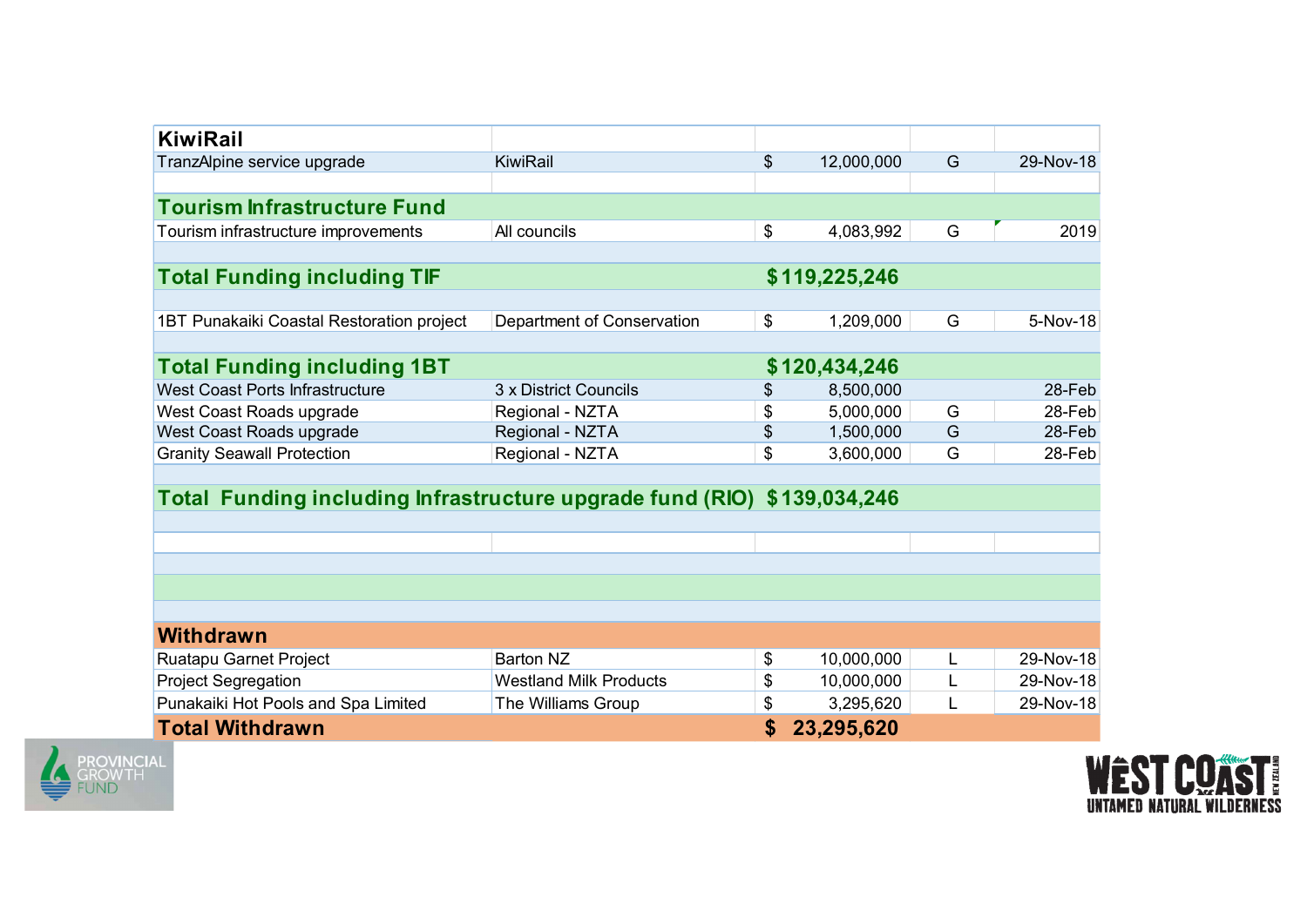| | | | | |
|---|---|---|---|---|
| **KiwiRail** | | | | |
| TranzAlpine service upgrade | KiwiRail | $ 12,000,000 | G | 29-Nov-18 |
| | | | | |
| **Tourism Infrastructure Fund** | | | | |
| Tourism infrastructure improvements | All councils | $ 4,083,992 | G | 2019 |
| | | | | |
| **Total Funding including TIF** | | **$119,225,246** | | |
| | | | | |
| 1BT Punakaiki Coastal Restoration project | Department of Conservation | $ 1,209,000 | G | 5-Nov-18 |
| | | | | |
| **Total Funding including 1BT** | | **$120,434,246** | | |
| West Coast Ports Infrastructure | 3 x District Councils | $ 8,500,000 | | 28-Feb |
| West Coast Roads upgrade | Regional - NZTA | $ 5,000,000 | G | 28-Feb |
| West Coast Roads upgrade | Regional - NZTA | $ 1,500,000 | G | 28-Feb |
| Granity Seawall Protection | Regional - NZTA | $ 3,600,000 | G | 28-Feb |
| | | | | |
| **Total Funding including Infrastructure upgrade fund (RIO)** | | **$139,034,246** | | |
| | | | | |
| **Withdrawn** | | | | |
| Ruatapu Garnet Project | Barton NZ | $ 10,000,000 | L | 29-Nov-18 |
| Project Segregation | Westland Milk Products | $ 10,000,000 | L | 29-Nov-18 |
| Punakaiki Hot Pools and Spa Limited | The Williams Group | $ 3,295,620 | L | 29-Nov-18 |
| **Total Withdrawn** | | **$ 23,295,620** | | |

PROVINCIAL GROWTH FUND

WEST COAST NEW ZEALAND UNTAMED NATURAL WILDERNESS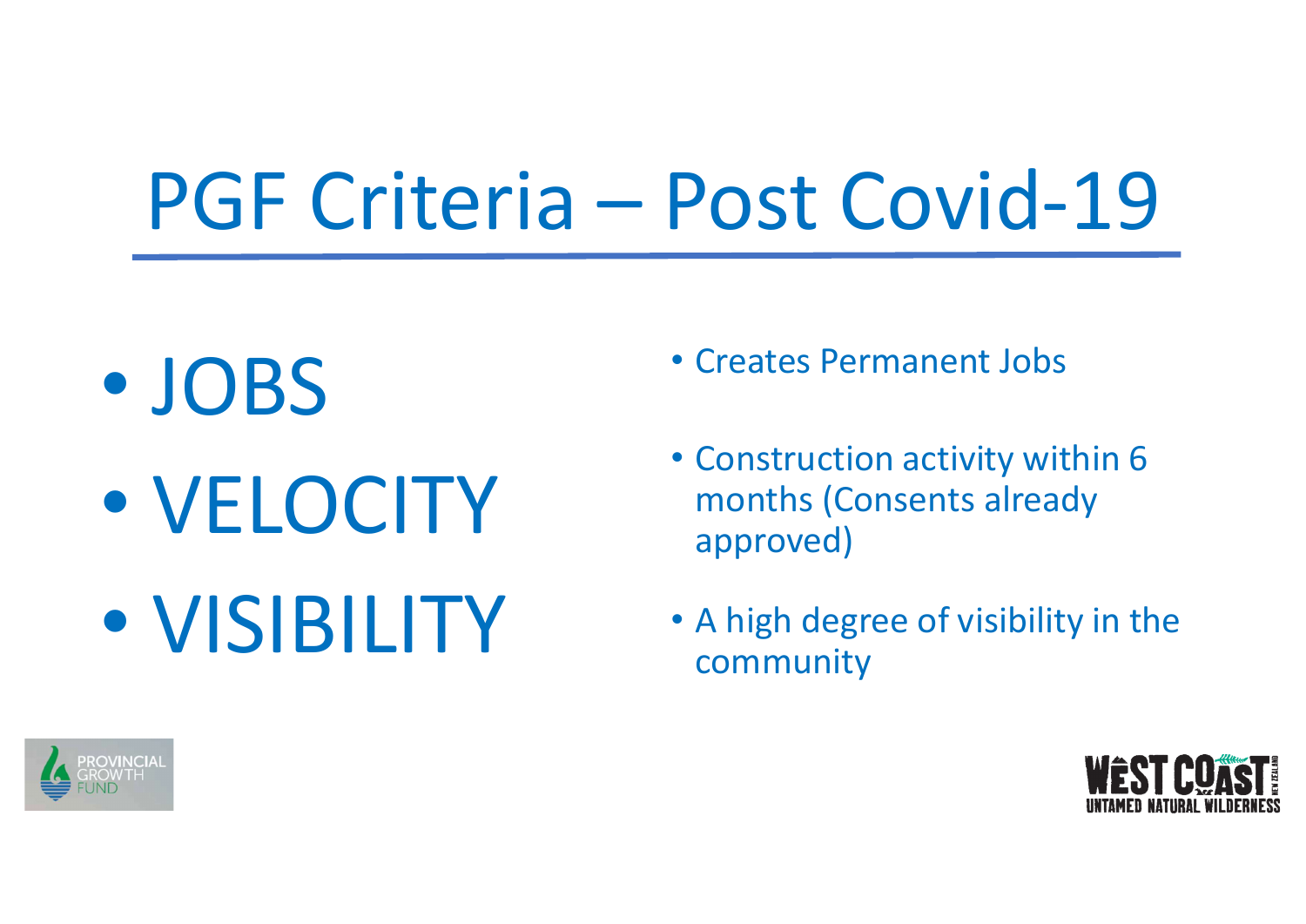# PGF Criteria – Post Covid-19

- JOBS
- VELOCITY
- VISIBILITY

- Creates Permanent Jobs
- Construction activity within 6 months (Consents already approved)
- A high degree of visibility in the community

PROVINCIAL GROWTH FUND

WEST COAST NEW ZEALAND
UNTAMED NATURAL WILDERNESS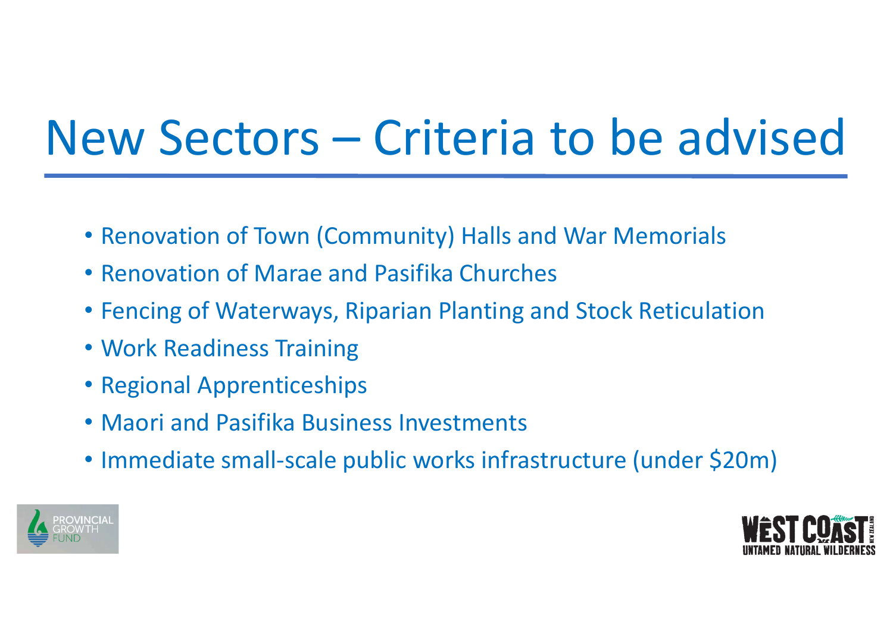# New Sectors – Criteria to be advised

- Renovation of Town (Community) Halls and War Memorials
- Renovation of Marae and Pasifika Churches
- Fencing of Waterways, Riparian Planting and Stock Reticulation
- Work Readiness Training
- Regional Apprenticeships
- Maori and Pasifika Business Investments
- Immediate small-scale public works infrastructure (under $20m)